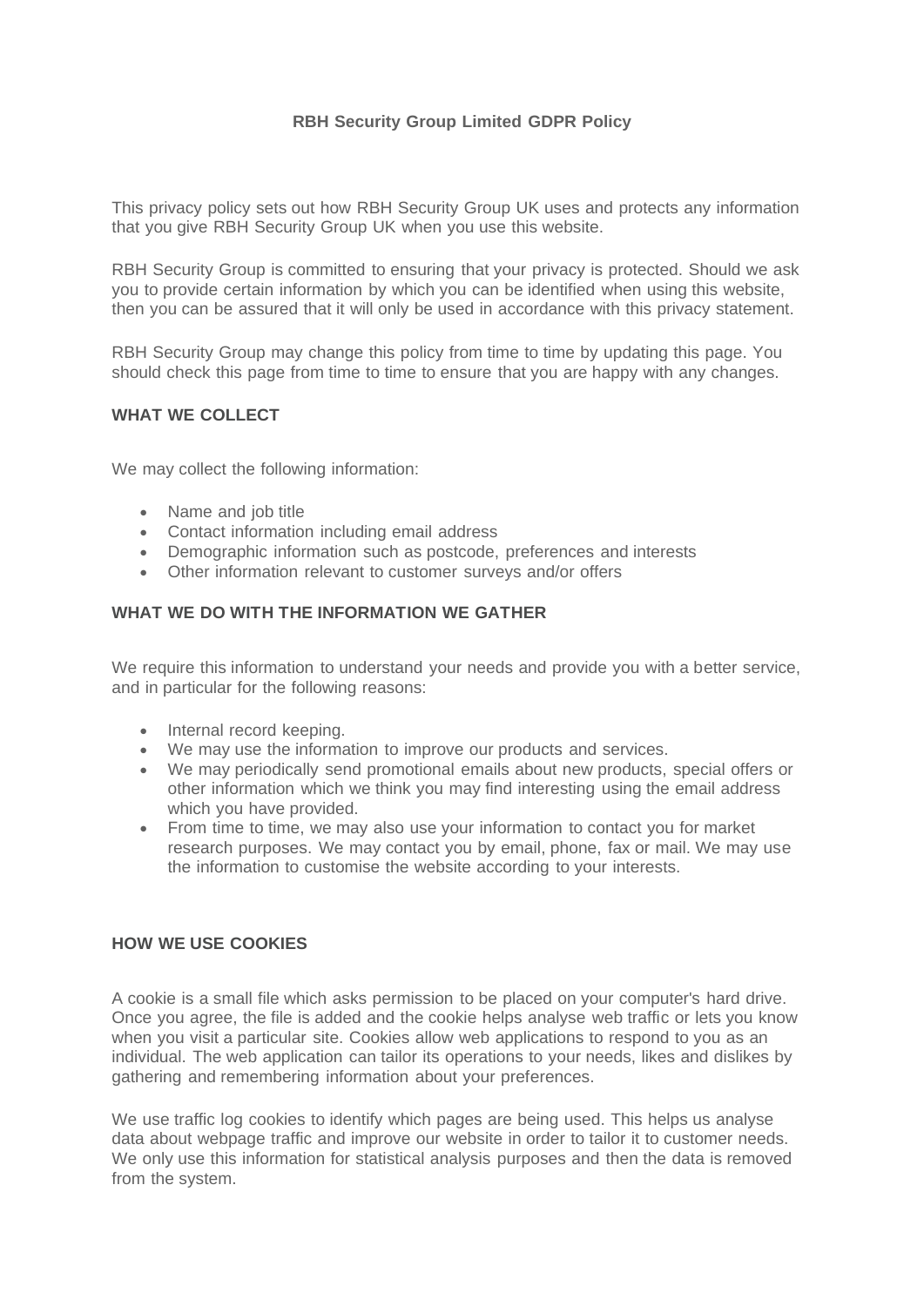# RBH Security Group Limited GDPR Policy

This privacy policy sets out how RBH Security Group UK uses and protects any information that you give RBH Security Group UK when you use this website.

RBH Security Group is committed to ensuring that your privacy is protected. Should we ask you to provide certain information by which you can be identified when using this website, then you can be assured that it will only be used in accordance with this privacy statement.

RBH Security Group may change this policy from time to time by updating this page. You should check this page from time to time to ensure that you are happy with any changes.

## WHAT WE COLLECT

We may collect the following information:

- Name and job title
- Contact information including email address
- Demographic information such as postcode, preferences and interests
- Other information relevant to customer surveys and/or offers

## WHAT WE DO WITH THE INFORMATION WE GATHER

We require this information to understand your needs and provide you with a better service, and in particular for the following reasons:

- Internal record keeping.
- We may use the information to improve our products and services.
- We may periodically send promotional emails about new products, special offers or other information which we think you may find interesting using the email address which you have provided.
- From time to time, we may also use your information to contact you for market research purposes. We may contact you by email, phone, fax or mail. We may use the information to customise the website according to your interests.

## HOW WE USE COOKIES

A cookie is a small file which asks permission to be placed on your computer's hard drive. Once you agree, the file is added and the cookie helps analyse web traffic or lets you know when you visit a particular site. Cookies allow web applications to respond to you as an individual. The web application can tailor its operations to your needs, likes and dislikes by gathering and remembering information about your preferences.

We use traffic log cookies to identify which pages are being used. This helps us analyse data about webpage traffic and improve our website in order to tailor it to customer needs. We only use this information for statistical analysis purposes and then the data is removed from the system.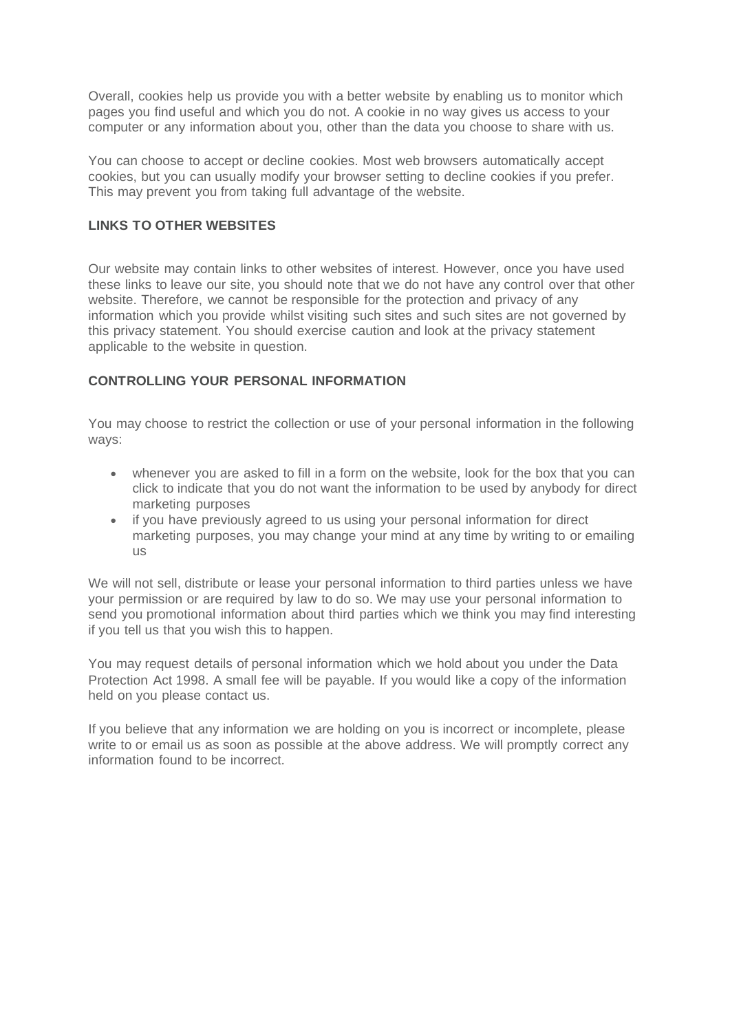Overall, cookies help us provide you with a better website by enabling us to monitor which pages you find useful and which you do not. A cookie in no way gives us access to your computer or any information about you, other than the data you choose to share with us.

You can choose to accept or decline cookies. Most web browsers automatically accept cookies, but you can usually modify your browser setting to decline cookies if you prefer. This may prevent you from taking full advantage of the website.

## LINKS TO OTHER WEBSITES

Our website may contain links to other websites of interest. However, once you have used these links to leave our site, you should note that we do not have any control over that other website. Therefore, we cannot be responsible for the protection and privacy of any information which you provide whilst visiting such sites and such sites are not governed by this privacy statement. You should exercise caution and look at the privacy statement applicable to the website in question.

## CONTROLLING YOUR PERSONAL INFORMATION

You may choose to restrict the collection or use of your personal information in the following ways:

- whenever you are asked to fill in a form on the website, look for the box that you can click to indicate that you do not want the information to be used by anybody for direct marketing purposes
- if you have previously agreed to us using your personal information for direct marketing purposes, you may change your mind at any time by writing to or emailing us

We will not sell, distribute or lease your personal information to third parties unless we have your permission or are required by law to do so. We may use your personal information to send you promotional information about third parties which we think you may find interesting if you tell us that you wish this to happen.

You may request details of personal information which we hold about you under the Data Protection Act 1998. A small fee will be payable. If you would like a copy of the information held on you please contact us.

If you believe that any information we are holding on you is incorrect or incomplete, please write to or email us as soon as possible at the above address. We will promptly correct any information found to be incorrect.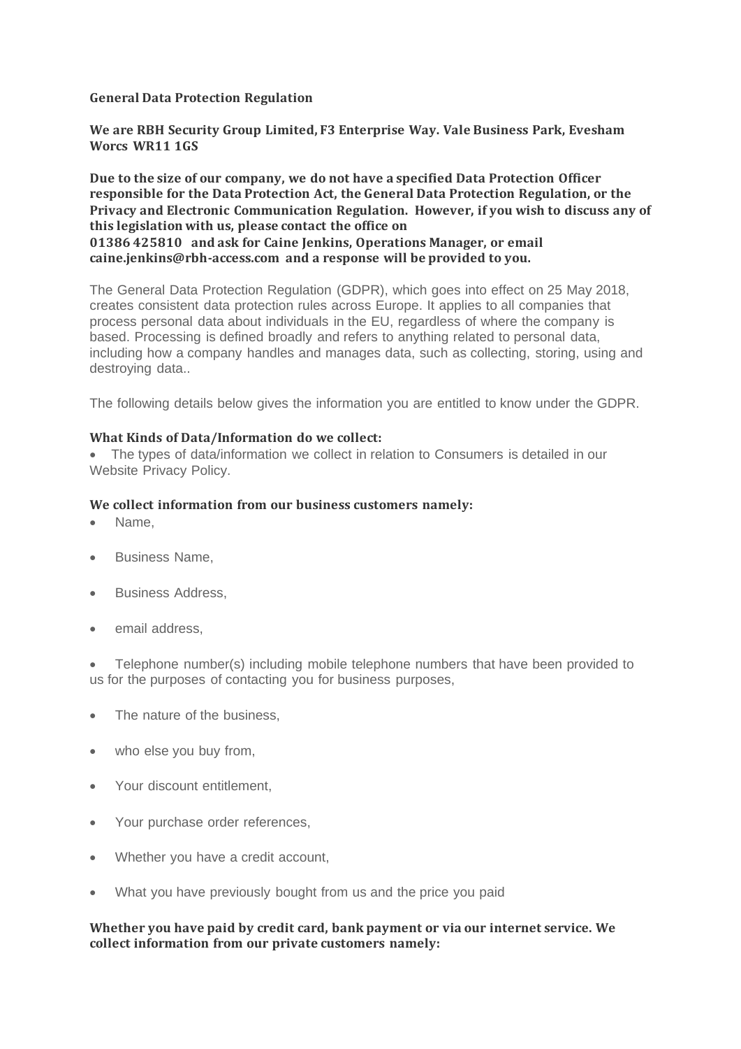**General Data Protection Regulation**

**We are RBH Security Group Limited, F3 Enterprise Way. Vale Business Park, Evesham Worcs WR11 1GS**

**Due to the size of our company, we do not have a specified Data Protection Officer responsible for the Data Protection Act, the General Data Protection Regulation, or the Privacy and Electronic Communication Regulation. However, if you wish to discuss any of this legislation with us, please contact the office on 01386 425810 and ask for Caine Jenkins, Operations Manager, or email caine.jenkins@rbh-access.com and a response will be provided to you.**

The General Data Protection Regulation (GDPR), which goes into effect on 25 May 2018, creates consistent data protection rules across Europe. It applies to all companies that process personal data about individuals in the EU, regardless of where the company is based. Processing is defined broadly and refers to anything related to personal data, including how a company handles and manages data, such as collecting, storing, using and destroying data..

The following details below gives the information you are entitled to know under the GDPR.

**What Kinds of Data/Information do we collect:**

- The types of data/information we collect in relation to Consumers is detailed in our Website Privacy Policy.

**We collect information from our business customers namely:**

- Name,
- Business Name,
- Business Address,
- email address,
- Telephone number(s) including mobile telephone numbers that have been provided to us for the purposes of contacting you for business purposes,
- The nature of the business,
- who else you buy from,
- Your discount entitlement,
- Your purchase order references,
- Whether you have a credit account,
- What you have previously bought from us and the price you paid

**Whether you have paid by credit card, bank payment or via our internet service. We collect information from our private customers namely:**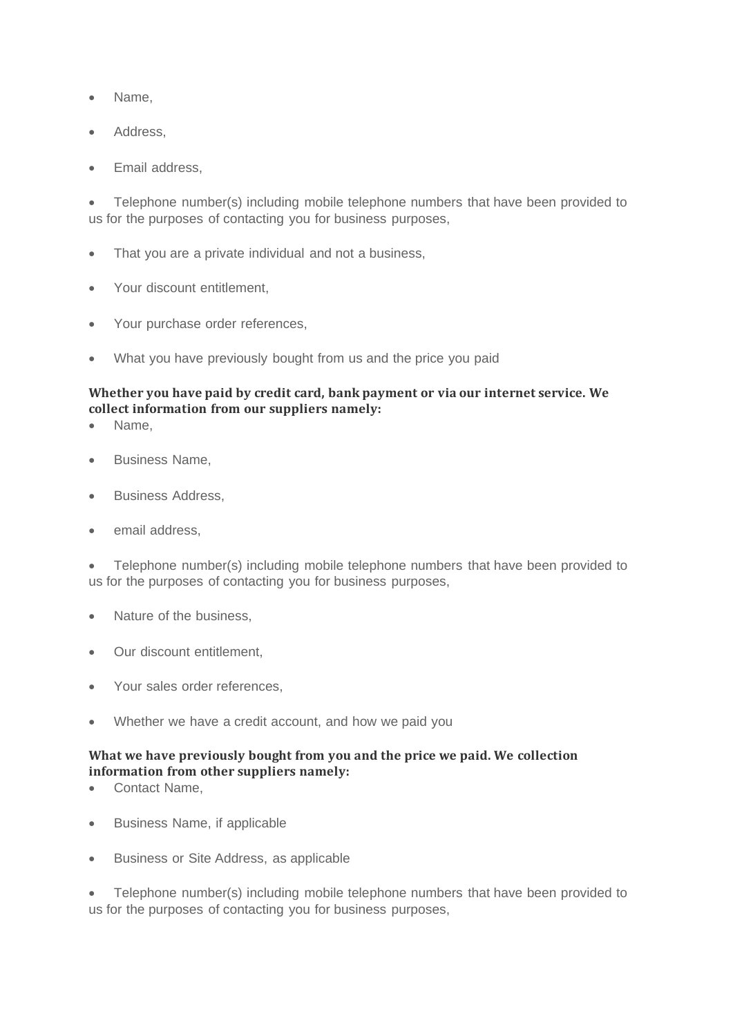- Name,
- Address,
- Email address,
- Telephone number(s) including mobile telephone numbers that have been provided to us for the purposes of contacting you for business purposes,
- That you are a private individual and not a business,
- Your discount entitlement,
- Your purchase order references,
- What you have previously bought from us and the price you paid

**Whether you have paid by credit card, bank payment or via our internet service. We collect information from our suppliers namely:**

- Name,
- Business Name,
- Business Address,
- email address,
- Telephone number(s) including mobile telephone numbers that have been provided to us for the purposes of contacting you for business purposes,
- Nature of the business,
- Our discount entitlement,
- Your sales order references,
- Whether we have a credit account, and how we paid you

**What we have previously bought from you and the price we paid. We collection information from other suppliers namely:**

- Contact Name,
- Business Name, if applicable
- Business or Site Address, as applicable
- Telephone number(s) including mobile telephone numbers that have been provided to us for the purposes of contacting you for business purposes,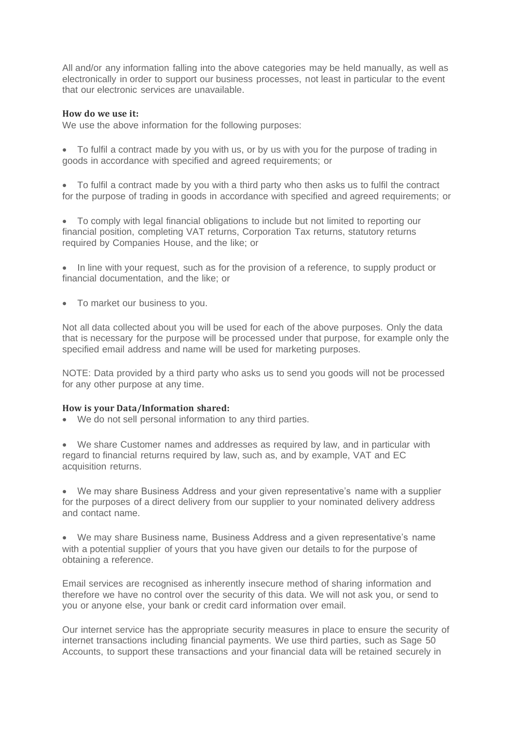All and/or any information falling into the above categories may be held manually, as well as electronically in order to support our business processes, not least in particular to the event that our electronic services are unavailable.

**How do we use it:**

We use the above information for the following purposes:

- To fulfil a contract made by you with us, or by us with you for the purpose of trading in goods in accordance with specified and agreed requirements; or
- To fulfil a contract made by you with a third party who then asks us to fulfil the contract for the purpose of trading in goods in accordance with specified and agreed requirements; or
- To comply with legal financial obligations to include but not limited to reporting our financial position, completing VAT returns, Corporation Tax returns, statutory returns required by Companies House, and the like; or
- In line with your request, such as for the provision of a reference, to supply product or financial documentation, and the like; or
- To market our business to you.

Not all data collected about you will be used for each of the above purposes. Only the data that is necessary for the purpose will be processed under that purpose, for example only the specified email address and name will be used for marketing purposes.

NOTE: Data provided by a third party who asks us to send you goods will not be processed for any other purpose at any time.

**How is your Data/Information shared:**

- We do not sell personal information to any third parties.
- We share Customer names and addresses as required by law, and in particular with regard to financial returns required by law, such as, and by example, VAT and EC acquisition returns.
- We may share Business Address and your given representative's name with a supplier for the purposes of a direct delivery from our supplier to your nominated delivery address and contact name.
- We may share Business name, Business Address and a given representative's name with a potential supplier of yours that you have given our details to for the purpose of obtaining a reference.

Email services are recognised as inherently insecure method of sharing information and therefore we have no control over the security of this data. We will not ask you, or send to you or anyone else, your bank or credit card information over email.

Our internet service has the appropriate security measures in place to ensure the security of internet transactions including financial payments. We use third parties, such as Sage 50 Accounts, to support these transactions and your financial data will be retained securely in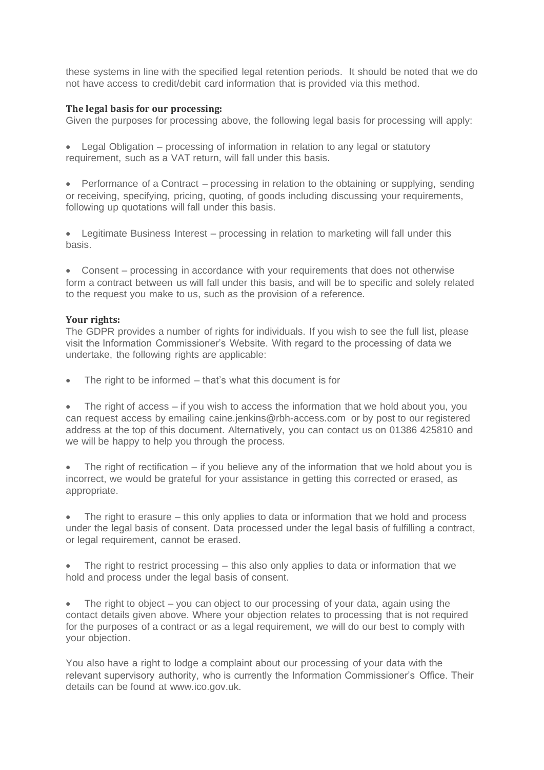these systems in line with the specified legal retention periods. It should be noted that we do not have access to credit/debit card information that is provided via this method.

**The legal basis for our processing:**

Given the purposes for processing above, the following legal basis for processing will apply:

- Legal Obligation – processing of information in relation to any legal or statutory requirement, such as a VAT return, will fall under this basis.
- Performance of a Contract – processing in relation to the obtaining or supplying, sending or receiving, specifying, pricing, quoting, of goods including discussing your requirements, following up quotations will fall under this basis.
- Legitimate Business Interest – processing in relation to marketing will fall under this basis.
- Consent – processing in accordance with your requirements that does not otherwise form a contract between us will fall under this basis, and will be to specific and solely related to the request you make to us, such as the provision of a reference.

**Your rights:**

The GDPR provides a number of rights for individuals. If you wish to see the full list, please visit the Information Commissioner's Website. With regard to the processing of data we undertake, the following rights are applicable:

- The right to be informed – that's what this document is for
- The right of access – if you wish to access the information that we hold about you, you can request access by emailing caine.jenkins@rbh-access.com or by post to our registered address at the top of this document. Alternatively, you can contact us on 01386 425810 and we will be happy to help you through the process.
- The right of rectification – if you believe any of the information that we hold about you is incorrect, we would be grateful for your assistance in getting this corrected or erased, as appropriate.
- The right to erasure – this only applies to data or information that we hold and process under the legal basis of consent. Data processed under the legal basis of fulfilling a contract, or legal requirement, cannot be erased.
- The right to restrict processing – this also only applies to data or information that we hold and process under the legal basis of consent.
- The right to object – you can object to our processing of your data, again using the contact details given above. Where your objection relates to processing that is not required for the purposes of a contract or as a legal requirement, we will do our best to comply with your objection.

You also have a right to lodge a complaint about our processing of your data with the relevant supervisory authority, who is currently the Information Commissioner's Office. Their details can be found at www.ico.gov.uk.